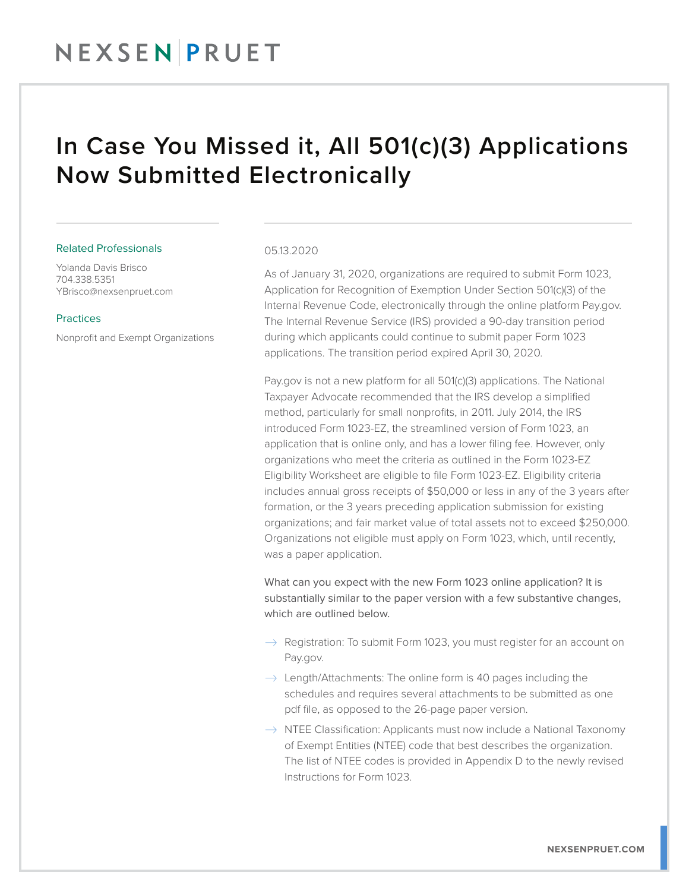# In Case You Missed it, All 501(c)(3) Applications Now Submitted Electronically

**Related Professionals**

Yolanda Davis Brisco
704.338.5351
YBrisco@nexsenpruet.com

**Practices**

Nonprofit and Exempt Organizations

05.13.2020

As of January 31, 2020, organizations are required to submit Form 1023, Application for Recognition of Exemption Under Section 501(c)(3) of the Internal Revenue Code, electronically through the online platform Pay.gov. The Internal Revenue Service (IRS) provided a 90-day transition period during which applicants could continue to submit paper Form 1023 applications. The transition period expired April 30, 2020.

Pay.gov is not a new platform for all 501(c)(3) applications. The National Taxpayer Advocate recommended that the IRS develop a simplified method, particularly for small nonprofits, in 2011. July 2014, the IRS introduced Form 1023-EZ, the streamlined version of Form 1023, an application that is online only, and has a lower filing fee. However, only organizations who meet the criteria as outlined in the Form 1023-EZ Eligibility Worksheet are eligible to file Form 1023-EZ. Eligibility criteria includes annual gross receipts of $50,000 or less in any of the 3 years after formation, or the 3 years preceding application submission for existing organizations; and fair market value of total assets not to exceed $250,000. Organizations not eligible must apply on Form 1023, which, until recently, was a paper application.

What can you expect with the new Form 1023 online application? It is substantially similar to the paper version with a few substantive changes, which are outlined below.

- Registration: To submit Form 1023, you must register for an account on Pay.gov.
- Length/Attachments: The online form is 40 pages including the schedules and requires several attachments to be submitted as one pdf file, as opposed to the 26-page paper version.
- NTEE Classification: Applicants must now include a National Taxonomy of Exempt Entities (NTEE) code that best describes the organization. The list of NTEE codes is provided in Appendix D to the newly revised Instructions for Form 1023.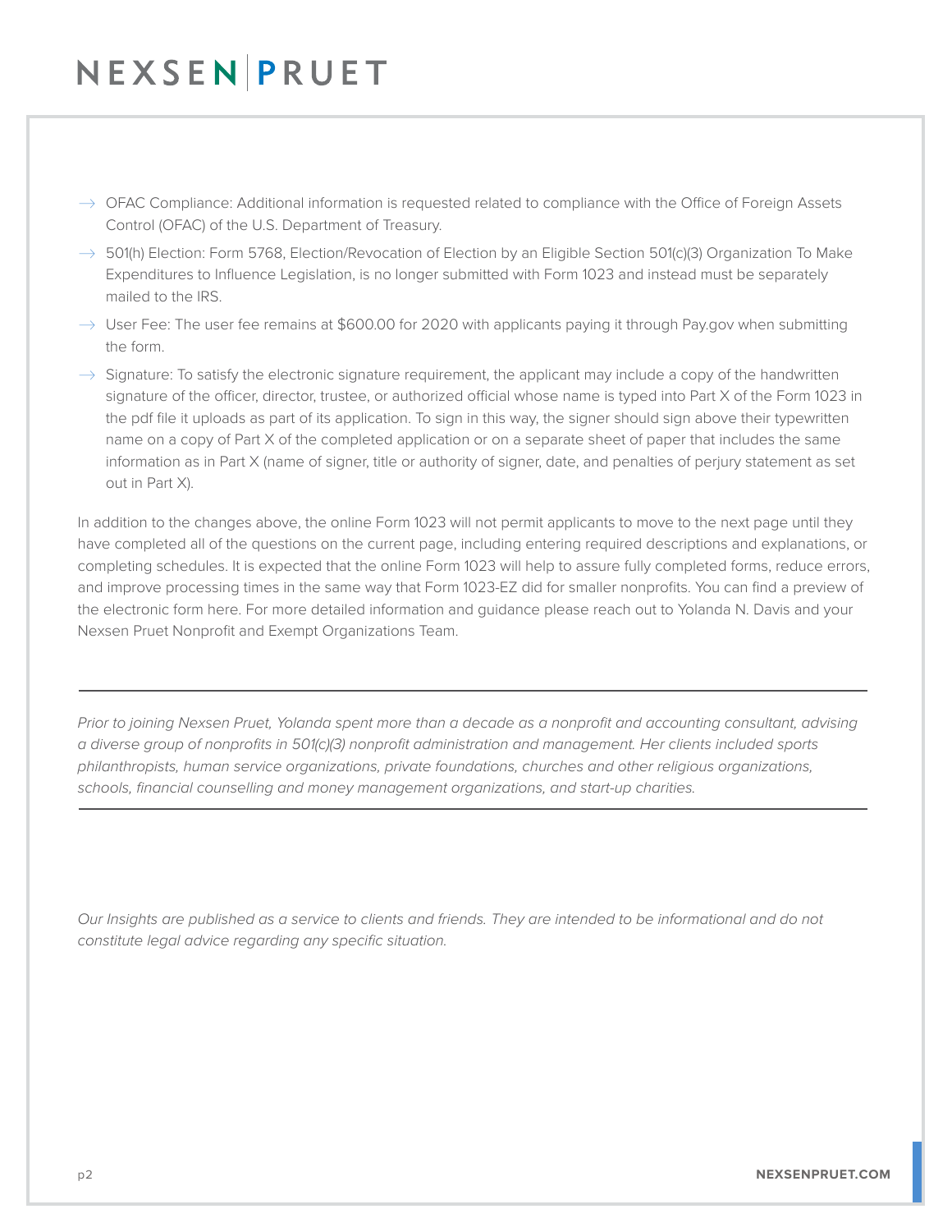- OFAC Compliance: Additional information is requested related to compliance with the Office of Foreign Assets Control (OFAC) of the U.S. Department of Treasury.
- 501(h) Election: Form 5768, Election/Revocation of Election by an Eligible Section 501(c)(3) Organization To Make Expenditures to Influence Legislation, is no longer submitted with Form 1023 and instead must be separately mailed to the IRS.
- User Fee: The user fee remains at $600.00 for 2020 with applicants paying it through Pay.gov when submitting the form.
- Signature: To satisfy the electronic signature requirement, the applicant may include a copy of the handwritten signature of the officer, director, trustee, or authorized official whose name is typed into Part X of the Form 1023 in the pdf file it uploads as part of its application. To sign in this way, the signer should sign above their typewritten name on a copy of Part X of the completed application or on a separate sheet of paper that includes the same information as in Part X (name of signer, title or authority of signer, date, and penalties of perjury statement as set out in Part X).

In addition to the changes above, the online Form 1023 will not permit applicants to move to the next page until they have completed all of the questions on the current page, including entering required descriptions and explanations, or completing schedules. It is expected that the online Form 1023 will help to assure fully completed forms, reduce errors, and improve processing times in the same way that Form 1023-EZ did for smaller nonprofits. You can find a preview of the electronic form here. For more detailed information and guidance please reach out to Yolanda N. Davis and your Nexsen Pruet Nonprofit and Exempt Organizations Team.

---

*Prior to joining Nexsen Pruet, Yolanda spent more than a decade as a nonprofit and accounting consultant, advising a diverse group of nonprofits in 501(c)(3) nonprofit administration and management. Her clients included sports philanthropists, human service organizations, private foundations, churches and other religious organizations, schools, financial counselling and money management organizations, and start-up charities.*

---

*Our Insights are published as a service to clients and friends. They are intended to be informational and do not constitute legal advice regarding any specific situation.*